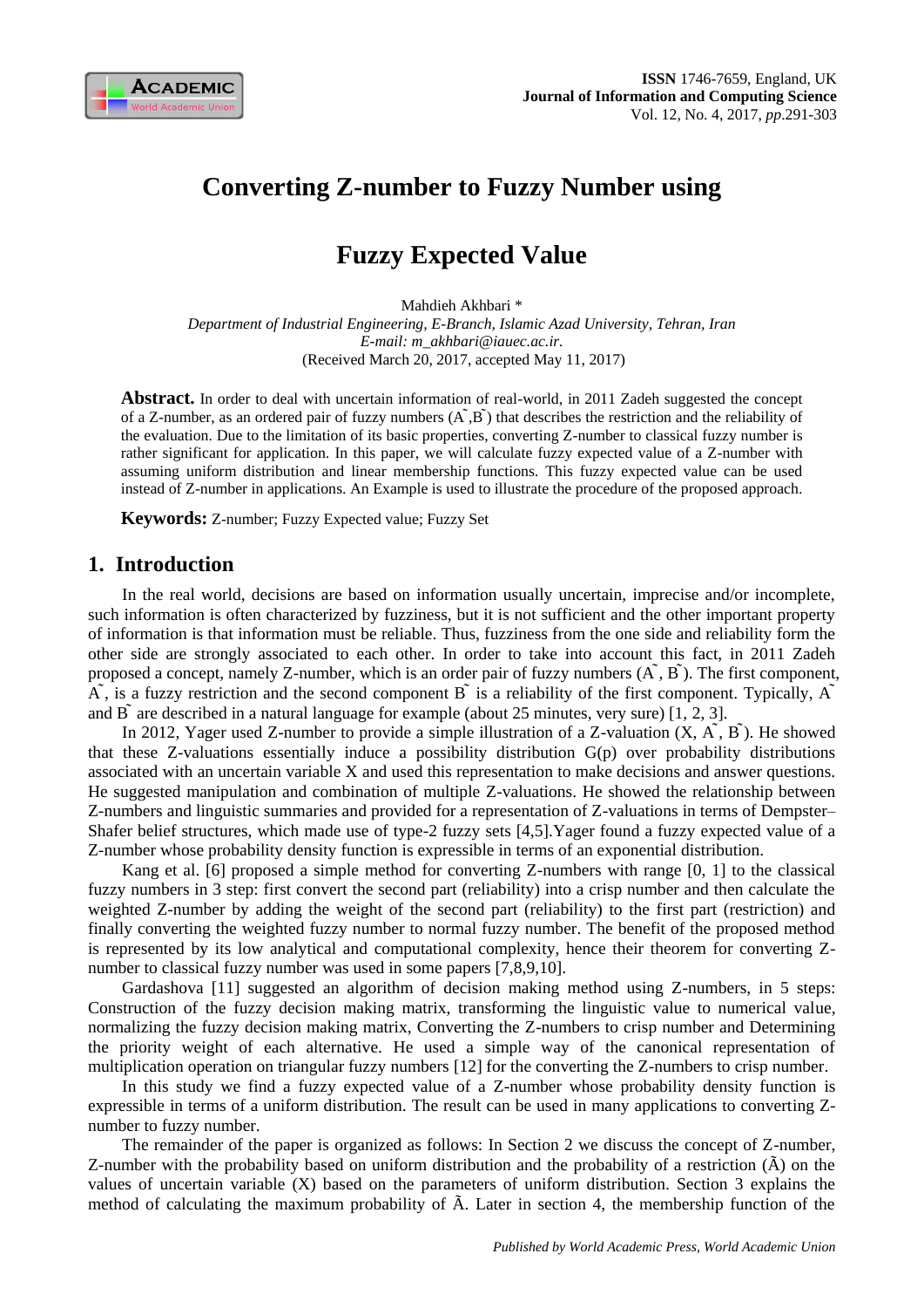# Converting Z-number to Fuzzy Number using Fuzzy Expected Value

Mahdieh Akhbari *

*Department of Industrial Engineering, E-Branch, Islamic Azad University, Tehran, Iran*
*E-mail: m_akhbari@iauec.ac.ir.*
(Received March 20, 2017, accepted May 11, 2017)

**Abstract.** In order to deal with uncertain information of real-world, in 2011 Zadeh suggested the concept of a Z-number, as an ordered pair of fuzzy numbers ($\tilde{A}$,$\tilde{B}$) that describes the restriction and the reliability of the evaluation. Due to the limitation of its basic properties, converting Z-number to classical fuzzy number is rather significant for application. In this paper, we will calculate fuzzy expected value of a Z-number with assuming uniform distribution and linear membership functions. This fuzzy expected value can be used instead of Z-number in applications. An Example is used to illustrate the procedure of the proposed approach.

**Keywords:** Z-number; Fuzzy Expected value; Fuzzy Set

## 1. Introduction

In the real world, decisions are based on information usually uncertain, imprecise and/or incomplete, such information is often characterized by fuzziness, but it is not sufficient and the other important property of information is that information must be reliable. Thus, fuzziness from the one side and reliability form the other side are strongly associated to each other. In order to take into account this fact, in 2011 Zadeh proposed a concept, namely Z-number, which is an order pair of fuzzy numbers ($\tilde{A}$, $\tilde{B}$). The first component, $\tilde{A}$, is a fuzzy restriction and the second component $\tilde{B}$ is a reliability of the first component. Typically, $\tilde{A}$ and $\tilde{B}$ are described in a natural language for example (about 25 minutes, very sure) [1, 2, 3].

In 2012, Yager used Z-number to provide a simple illustration of a Z-valuation (X, $\tilde{A}$, $\tilde{B}$). He showed that these Z-valuations essentially induce a possibility distribution G(p) over probability distributions associated with an uncertain variable X and used this representation to make decisions and answer questions. He suggested manipulation and combination of multiple Z-valuations. He showed the relationship between Z-numbers and linguistic summaries and provided for a representation of Z-valuations in terms of Dempster–Shafer belief structures, which made use of type-2 fuzzy sets [4,5].Yager found a fuzzy expected value of a Z-number whose probability density function is expressible in terms of an exponential distribution.

Kang et al. [6] proposed a simple method for converting Z-numbers with range [0, 1] to the classical fuzzy numbers in 3 step: first convert the second part (reliability) into a crisp number and then calculate the weighted Z-number by adding the weight of the second part (reliability) to the first part (restriction) and finally converting the weighted fuzzy number to normal fuzzy number. The benefit of the proposed method is represented by its low analytical and computational complexity, hence their theorem for converting Z-number to classical fuzzy number was used in some papers [7,8,9,10].

Gardashova [11] suggested an algorithm of decision making method using Z-numbers, in 5 steps: Construction of the fuzzy decision making matrix, transforming the linguistic value to numerical value, normalizing the fuzzy decision making matrix, Converting the Z-numbers to crisp number and Determining the priority weight of each alternative. He used a simple way of the canonical representation of multiplication operation on triangular fuzzy numbers [12] for the converting the Z-numbers to crisp number.

In this study we find a fuzzy expected value of a Z-number whose probability density function is expressible in terms of a uniform distribution. The result can be used in many applications to converting Z-number to fuzzy number.

The remainder of the paper is organized as follows: In Section 2 we discuss the concept of Z-number, Z-number with the probability based on uniform distribution and the probability of a restriction ($\tilde{A}$) on the values of uncertain variable (X) based on the parameters of uniform distribution. Section 3 explains the method of calculating the maximum probability of $\tilde{A}$. Later in section 4, the membership function of the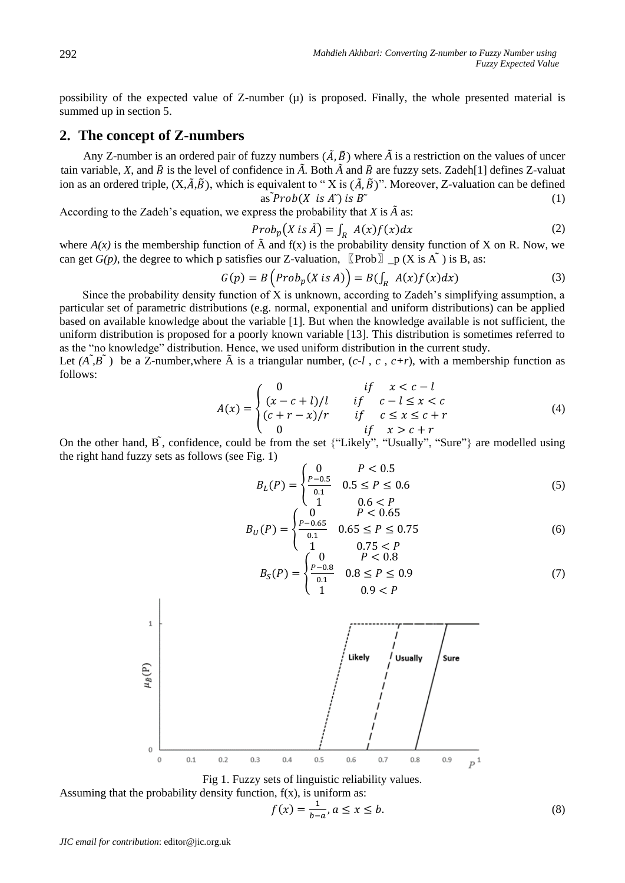possibility of the expected value of Z-number (μ) is proposed. Finally, the whole presented material is summed up in section 5.

## 2. The concept of Z-numbers

Any Z-number is an ordered pair of fuzzy numbers $(\tilde{A}, \tilde{B})$ where $\tilde{A}$ is a restriction on the values of uncer tain variable, $X$, and $\tilde{B}$ is the level of confidence in $\tilde{A}$. Both $\tilde{A}$ and $\tilde{B}$ are fuzzy sets. Zadeh[1] defines Z-valuat ion as an ordered triple, $(X, \tilde{A}, \tilde{B})$, which is equivalent to " X is $(\tilde{A}, \tilde{B})$". Moreover, Z-valuation can be defined as $Prob(X \text{ is } \tilde{A}) \text{ is } \tilde{B}$ (1)

According to the Zadeh's equation, we express the probability that $X$ is $\tilde{A}$ as:

$$Prob_p\left(X \text{ is } \tilde{A}\right) = \int_R A(x) f(x) dx \tag{2}$$

where $A(x)$ is the membership function of Ã and f(x) is the probability density function of X on R. Now, we can get $G(p)$, the degree to which p satisfies our Z-valuation, 〖Prob〗_p (X is Ã ) is B, as:

$$G(p) = B\left(Prob_p(X \text{ is } A)\right) = B\left(\int_R A(x) f(x) dx\right) \tag{3}$$

Since the probability density function of X is unknown, according to Zadeh's simplifying assumption, a particular set of parametric distributions (e.g. normal, exponential and uniform distributions) can be applied based on available knowledge about the variable [1]. But when the knowledge available is not sufficient, the uniform distribution is proposed for a poorly known variable [13]. This distribution is sometimes referred to as the "no knowledge" distribution. Hence, we used uniform distribution in the current study.

Let $(\tilde{A}, \tilde{B})$ be a Z-number,where Ã is a triangular number, $(c-l\ ,\ c\ ,\ c+r)$, with a membership function as follows:

$$A(x) = \begin{cases} 0 & if \quad x < c-l \\ (x-c+l)/l & if \quad c-l \le x < c \\ (c+r-x)/r & if \quad c \le x \le c+r \\ 0 & if \quad x > c+r \end{cases} \tag{4}$$

On the other hand, $\tilde{B}$, confidence, could be from the set {"Likely", "Usually", "Sure"} are modelled using the right hand fuzzy sets as follows (see Fig. 1)

$$B_L(P) = \begin{cases} 0 & P < 0.5 \\ \frac{P-0.5}{0.1} & 0.5 \le P \le 0.6 \\ 1 & 0.6 < P \end{cases} \tag{5}$$

$$B_U(P) = \begin{cases} 0 & P < 0.65 \\ \frac{P-0.65}{0.1} & 0.65 \le P \le 0.75 \\ 1 & 0.75 < P \end{cases} \tag{6}$$

$$B_S(P) = \begin{cases} 0 & P < 0.8 \\ \frac{P-0.8}{0.1} & 0.8 \le P \le 0.9 \\ 1 & 0.9 < P \end{cases} \tag{7}$$

Fig 1. Fuzzy sets of linguistic reliability values.

Assuming that the probability density function, f(x), is uniform as:

$$f(x) = \frac{1}{b-a}, a \le x \le b. \tag{8}$$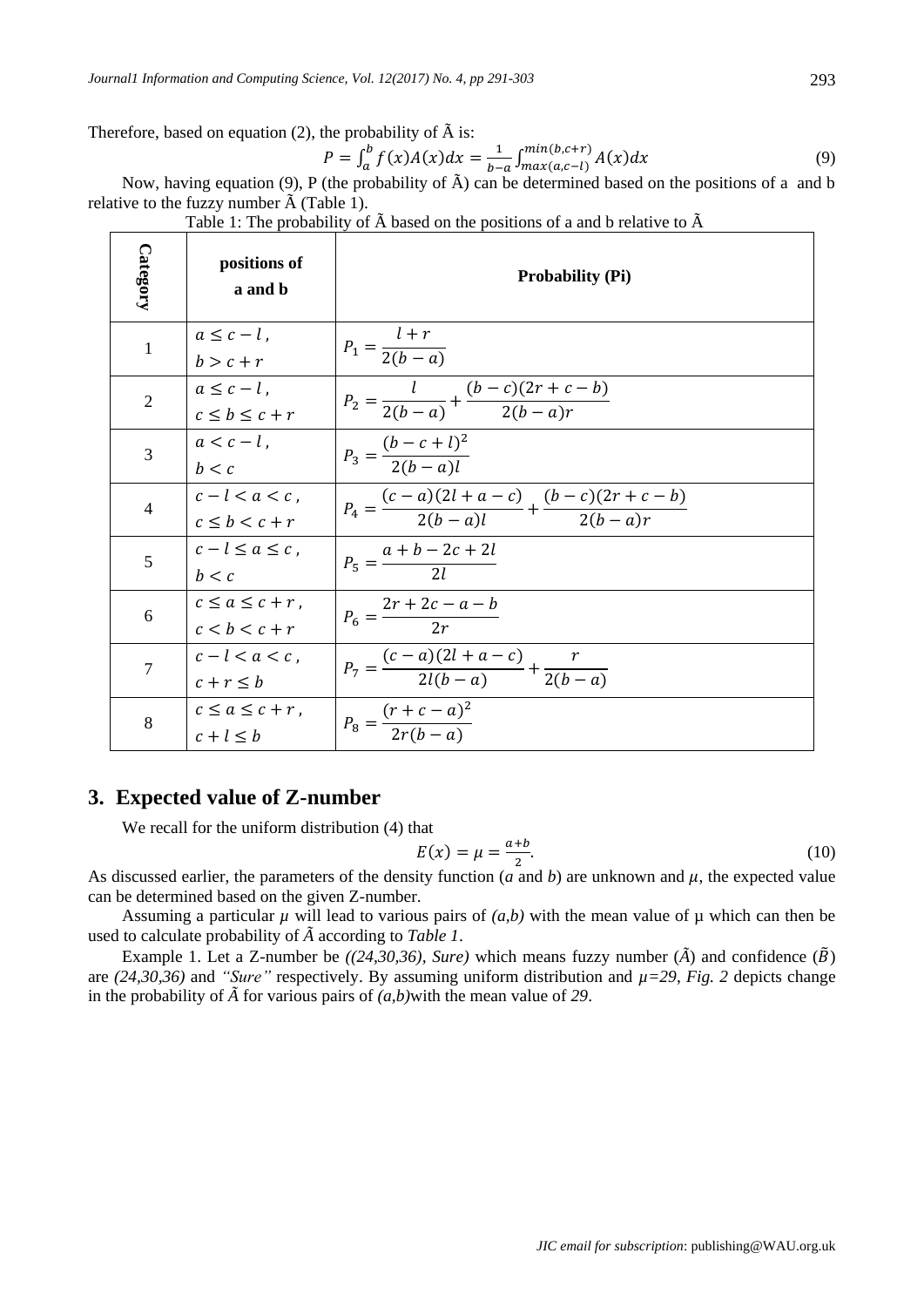Therefore, based on equation (2), the probability of $\tilde{A}$ is:

$$P = \int_a^b f(x)A(x)dx = \frac{1}{b-a}\int_{max(a,c-l)}^{min(b,c+r)} A(x)dx \quad (9)$$

Now, having equation (9), P (the probability of $\tilde{A}$) can be determined based on the positions of a and b relative to the fuzzy number $\tilde{A}$ (Table 1).

Table 1: The probability of $\tilde{A}$ based on the positions of a and b relative to $\tilde{A}$

| Category | positions of a and b | Probability (Pi) |
|---|---|---|
| 1 | $a \le c-l$, $b > c+r$ | $P_1 = \frac{l+r}{2(b-a)}$ |
| 2 | $a \le c-l$, $c \le b \le c+r$ | $P_2 = \frac{l}{2(b-a)} + \frac{(b-c)(2r+c-b)}{2(b-a)r}$ |
| 3 | $a < c-l$, $b < c$ | $P_3 = \frac{(b-c+l)^2}{2(b-a)l}$ |
| 4 | $c-l < a < c$, $c \le b < c+r$ | $P_4 = \frac{(c-a)(2l+a-c)}{2(b-a)l} + \frac{(b-c)(2r+c-b)}{2(b-a)r}$ |
| 5 | $c-l \le a \le c$, $b < c$ | $P_5 = \frac{a+b-2c+2l}{2l}$ |
| 6 | $c \le a \le c+r$, $c < b < c+r$ | $P_6 = \frac{2r+2c-a-b}{2r}$ |
| 7 | $c-l < a < c$, $c+r \le b$ | $P_7 = \frac{(c-a)(2l+a-c)}{2l(b-a)} + \frac{r}{2(b-a)}$ |
| 8 | $c \le a \le c+r$, $c+l \le b$ | $P_8 = \frac{(r+c-a)^2}{2r(b-a)}$ |

## 3. Expected value of Z-number

We recall for the uniform distribution (4) that

$$E(x) = \mu = \frac{a+b}{2}. \quad (10)$$

As discussed earlier, the parameters of the density function (*a* and *b*) are unknown and $\mu$, the expected value can be determined based on the given Z-number.

Assuming a particular $\mu$ will lead to various pairs of *(a,b)* with the mean value of μ which can then be used to calculate probability of $\tilde{A}$ according to *Table 1*.

Example 1. Let a Z-number be *((24,30,36), Sure)* which means fuzzy number ($\tilde{A}$) and confidence ($\tilde{B}$) are *(24,30,36)* and *"Sure"* respectively. By assuming uniform distribution and $\mu=29$, *Fig. 2* depicts change in the probability of $\tilde{A}$ for various pairs of *(a,b)*with the mean value of *29*.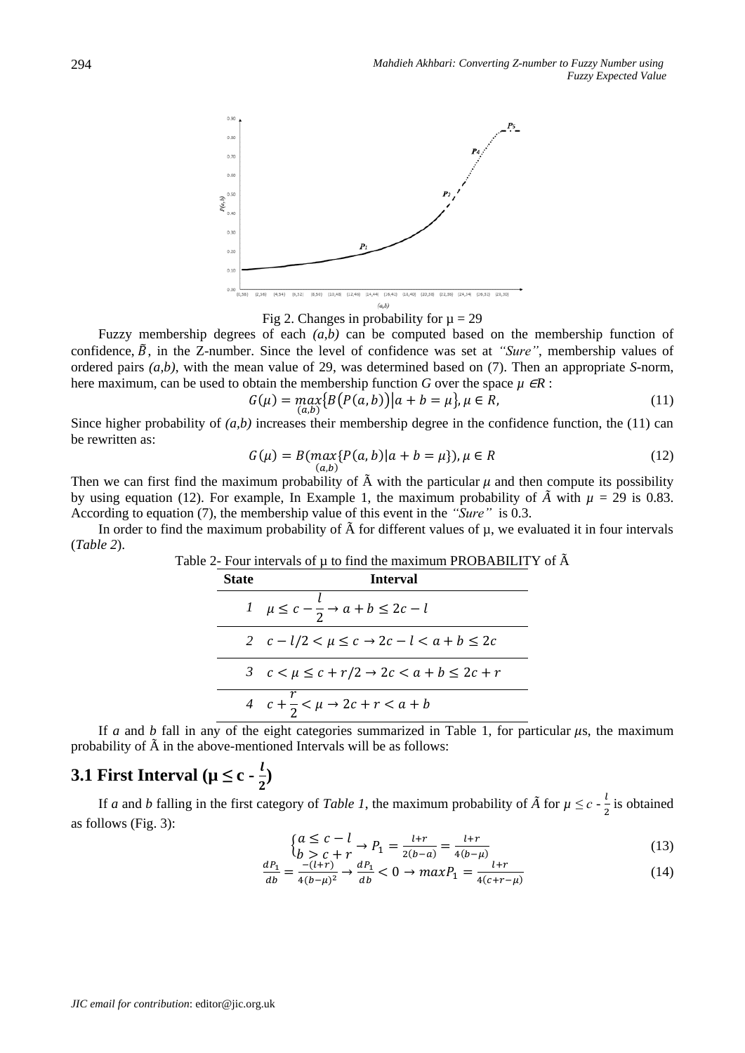Fig 2. Changes in probability for $\mu = 29$

Fuzzy membership degrees of each *(a,b)* can be computed based on the membership function of confidence, $\bar{B}$, in the Z-number. Since the level of confidence was set at *"Sure"*, membership values of ordered pairs *(a,b)*, with the mean value of 29, was determined based on (7). Then an appropriate *S*-norm, here maximum, can be used to obtain the membership function *G* over the space $\mu \in R$ :

$$G(\mu) = \max_{(a,b)}\{B(P(a,b))|a + b = \mu\}, \mu \in R, \tag{11}$$

Since higher probability of *(a,b)* increases their membership degree in the confidence function, the (11) can be rewritten as:

$$G(\mu) = B(\max_{(a,b)}\{P(a,b)|a + b = \mu\}), \mu \in R \tag{12}$$

Then we can first find the maximum probability of Ã with the particular $\mu$ and then compute its possibility by using equation (12). For example, In Example 1, the maximum probability of $\tilde{A}$ with $\mu = 29$ is 0.83. According to equation (7), the membership value of this event in the *"Sure"* is 0.3.

In order to find the maximum probability of Ã for different values of μ, we evaluated it in four intervals (*Table 2*).

Table 2- Four intervals of μ to find the maximum PROBABILITY of Ã

| State | Interval |
|---|---|
| 1 | $\mu \leq c - \frac{l}{2} \rightarrow a + b \leq 2c - l$ |
| 2 | $c - l/2 < \mu \leq c \rightarrow 2c - l < a + b \leq 2c$ |
| 3 | $c < \mu \leq c + r/2 \rightarrow 2c < a + b \leq 2c + r$ |
| 4 | $c + \frac{r}{2} < \mu \rightarrow 2c + r < a + b$ |

If *a* and *b* fall in any of the eight categories summarized in Table 1, for particular $\mu$s, the maximum probability of Ã in the above-mentioned Intervals will be as follows:

## 3.1 First Interval ($\mu \leq c - \frac{l}{2}$)

If *a* and *b* falling in the first category of *Table 1*, the maximum probability of $\tilde{A}$ for $\mu \leq c - \frac{l}{2}$ is obtained as follows (Fig. 3):

$$\begin{cases} a \leq c - l \\ b > c + r \end{cases} \rightarrow P_1 = \frac{l+r}{2(b-a)} = \frac{l+r}{4(b-\mu)} \tag{13}$$

$$\frac{dP_1}{db} = \frac{-(l+r)}{4(b-\mu)^2} \rightarrow \frac{dP_1}{db} < 0 \rightarrow maxP_1 = \frac{l+r}{4(c+r-\mu)} \tag{14}$$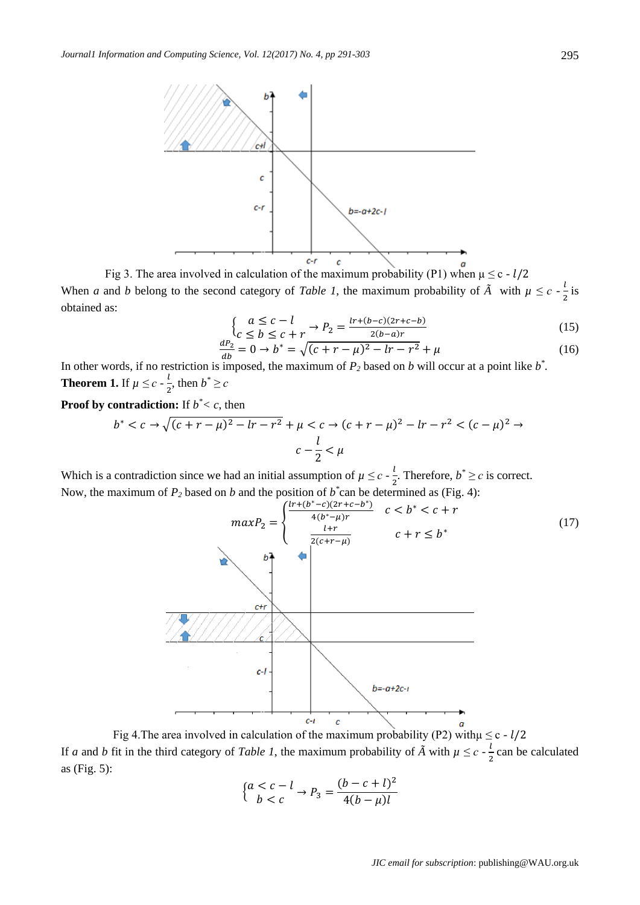Fig 3. The area involved in calculation of the maximum probability (P1) when $\mu \le c - l/2$

When *a* and *b* belong to the second category of *Table 1*, the maximum probability of $\tilde{A}$ with $\mu \le c - \frac{l}{2}$ is obtained as:

$$\begin{cases} a \le c - l \\ c \le b \le c + r \end{cases} \rightarrow P_2 = \frac{lr + (b-c)(2r + c - b)}{2(b-a)r} \tag{15}$$

$$\frac{dP_2}{db} = 0 \rightarrow b^* = \sqrt{(c + r - \mu)^2 - lr - r^2} + \mu \tag{16}$$

In other words, if no restriction is imposed, the maximum of $P_2$ based on *b* will occur at a point like $b^*$.

**Theorem 1.** If $\mu \le c - \frac{l}{2}$, then $b^* \ge c$

**Proof by contradiction:** If $b^* < c$, then

$$b^* < c \rightarrow \sqrt{(c + r - \mu)^2 - lr - r^2} + \mu < c \rightarrow (c + r - \mu)^2 - lr - r^2 < (c - \mu)^2 \rightarrow$$

$$c - \frac{l}{2} < \mu$$

Which is a contradiction since we had an initial assumption of $\mu \le c - \frac{l}{2}$. Therefore, $b^* \ge c$ is correct.

Now, the maximum of $P_2$ based on *b* and the position of $b^*$ can be determined as (Fig. 4):

$$maxP_2 = \begin{cases} \frac{lr + (b^* - c)(2r + c - b^*)}{4(b^* - \mu)r} & c < b^* < c + r \\ \frac{l + r}{2(c + r - \mu)} & c + r \le b^* \end{cases} \tag{17}$$

Fig 4.The area involved in calculation of the maximum probability (P2) with $\mu \le c - l/2$

If *a* and *b* fit in the third category of *Table 1*, the maximum probability of $\tilde{A}$ with $\mu \le c - \frac{l}{2}$ can be calculated as (Fig. 5):

$$\begin{cases} a < c - l \\ b < c \end{cases} \rightarrow P_3 = \frac{(b - c + l)^2}{4(b - \mu)l}$$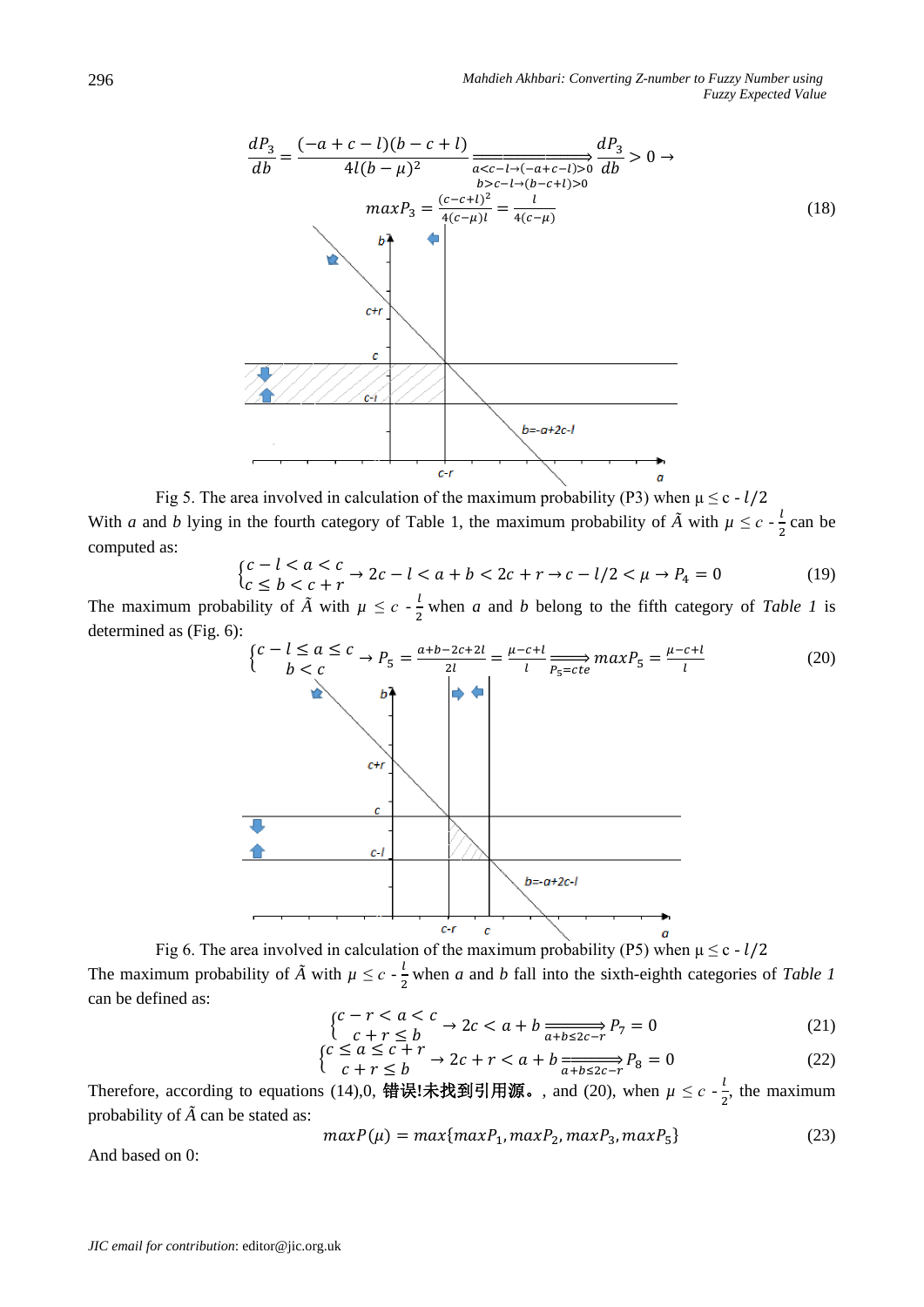$$\frac{dP_3}{db} = \frac{(-a+c-l)(b-c+l)}{4l(b-\mu)^2} \xrightarrow[\substack{a<c-l\to(-a+c-l)>0 \\ b>c-l\to(b-c+l)>0}]{} \frac{dP_3}{db} > 0 \to$$

$$maxP_3 = \frac{(c-c+l)^2}{4(c-\mu)l} = \frac{l}{4(c-\mu)} \tag{18}$$

Fig 5. The area involved in calculation of the maximum probability (P3) when $\mu \le c - l/2$

With $a$ and $b$ lying in the fourth category of Table 1, the maximum probability of $\tilde{A}$ with $\mu \le c - \frac{l}{2}$ can be computed as:

$$\begin{cases} c-l < a < c \\ c \le b < c+r \end{cases} \to 2c - l < a+b < 2c+r \to c - l/2 < \mu \to P_4 = 0 \tag{19}$$

The maximum probability of $\tilde{A}$ with $\mu \le c - \frac{l}{2}$ when $a$ and $b$ belong to the fifth category of *Table 1* is determined as (Fig. 6):

$$\begin{cases} c-l \le a \le c \\ b < c \end{cases} \to P_5 = \frac{a+b-2c+2l}{2l} = \frac{\mu-c+l}{l} \xrightarrow[P_5=cte]{} maxP_5 = \frac{\mu-c+l}{l} \tag{20}$$

Fig 6. The area involved in calculation of the maximum probability (P5) when $\mu \le c - l/2$

The maximum probability of $\tilde{A}$ with $\mu \le c - \frac{l}{2}$ when $a$ and $b$ fall into the sixth-eighth categories of *Table 1* can be defined as:

$$\begin{cases} c-r < a < c \\ c+r \le b \end{cases} \to 2c < a+b \xrightarrow[a+b\le 2c-r]{} P_7 = 0 \tag{21}$$

$$\begin{cases} c \le a \le c+r \\ c+r \le b \end{cases} \to 2c+r < a+b \xrightarrow[a+b\le 2c-r]{} P_8 = 0 \tag{22}$$

Therefore, according to equations (14),0, 错误!未找到引用源。, and (20), when $\mu \le c - \frac{l}{2}$, the maximum probability of $\tilde{A}$ can be stated as:

$$maxP(\mu) = max\{maxP_1, maxP_2, maxP_3, maxP_5\} \tag{23}$$

And based on 0: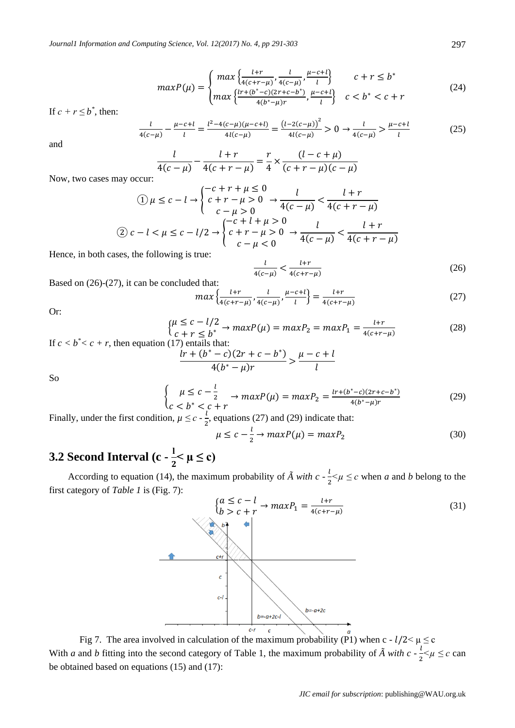$$maxP(\mu) = \begin{cases} max\left\{\frac{l+r}{4(c+r-\mu)}, \frac{l}{4(c-\mu)}, \frac{\mu-c+l}{l}\right\} & c+r \le b^* \\ max\left\{\frac{lr+(b^*-c)(2r+c-b^*)}{4(b^*-\mu)r}, \frac{\mu-c+l}{l}\right\} & c < b^* < c+r \end{cases} \tag{24}$$

If $c + r \le b^*$, then:

$$\frac{l}{4(c-\mu)} - \frac{\mu-c+l}{l} = \frac{l^2-4(c-\mu)(\mu-c+l)}{4l(c-\mu)} = \frac{\left(l-2(c-\mu)\right)^2}{4l(c-\mu)} > 0 \to \frac{l}{4(c-\mu)} > \frac{\mu-c+l}{l} \tag{25}$$

and

$$\frac{l}{4(c-\mu)} - \frac{l+r}{4(c+r-\mu)} = \frac{r}{4} \times \frac{(l-c+\mu)}{(c+r-\mu)(c-\mu)}$$

Now, two cases may occur:

$$① \; \mu \le c-l \to \begin{cases} -c+r+\mu \le 0 \\ c+r-\mu > 0 \\ c-\mu > 0 \end{cases} \to \frac{l}{4(c-\mu)} < \frac{l+r}{4(c+r-\mu)}$$

$$② \; c-l < \mu \le c-l/2 \to \begin{cases} -c+l+\mu > 0 \\ c+r-\mu > 0 \\ c-\mu < 0 \end{cases} \to \frac{l}{4(c-\mu)} < \frac{l+r}{4(c+r-\mu)}$$

Hence, in both cases, the following is true:

$$\frac{l}{4(c-\mu)} < \frac{l+r}{4(c+r-\mu)} \tag{26}$$

Based on (26)-(27), it can be concluded that:

$$max\left\{\frac{l+r}{4(c+r-\mu)}, \frac{l}{4(c-\mu)}, \frac{\mu-c+l}{l}\right\} = \frac{l+r}{4(c+r-\mu)} \tag{27}$$

Or:

$$\begin{cases} \mu \le c-l/2 \\ c+r \le b^* \end{cases} \to maxP(\mu) = maxP_2 = maxP_1 = \frac{l+r}{4(c+r-\mu)} \tag{28}$$

If $c < b^* < c + r$, then equation (17) entails that:

$$\frac{lr+(b^*-c)(2r+c-b^*)}{4(b^*-\mu)r} > \frac{\mu-c+l}{l}$$

So

$$\begin{cases} \mu \le c-\frac{l}{2} \\ c < b^* < c+r \end{cases} \to maxP(\mu) = maxP_2 = \frac{lr+(b^*-c)(2r+c-b^*)}{4(b^*-\mu)r} \tag{29}$$

Finally, under the first condition, $\mu \le c - \frac{l}{2}$, equations (27) and (29) indicate that:

$$\mu \le c-\frac{l}{2} \to maxP(\mu) = maxP_2 \tag{30}$$

## 3.2 Second Interval ($c - \frac{l}{2} < \mu \le c$)

According to equation (14), the maximum probability of $\tilde{A}$ *with* $c - \frac{l}{2} < \mu \le c$ when $a$ and $b$ belong to the first category of *Table 1* is (Fig. 7):

$$\begin{cases} a \le c-l \\ b > c+r \end{cases} \to maxP_1 = \frac{l+r}{4(c+r-\mu)} \tag{31}$$

Fig 7. The area involved in calculation of the maximum probability (P1) when $c - l/2 < \mu \le c$

With $a$ and $b$ fitting into the second category of Table 1, the maximum probability of $\tilde{A}$ *with* $c - \frac{l}{2} < \mu \le c$ can be obtained based on equations (15) and (17):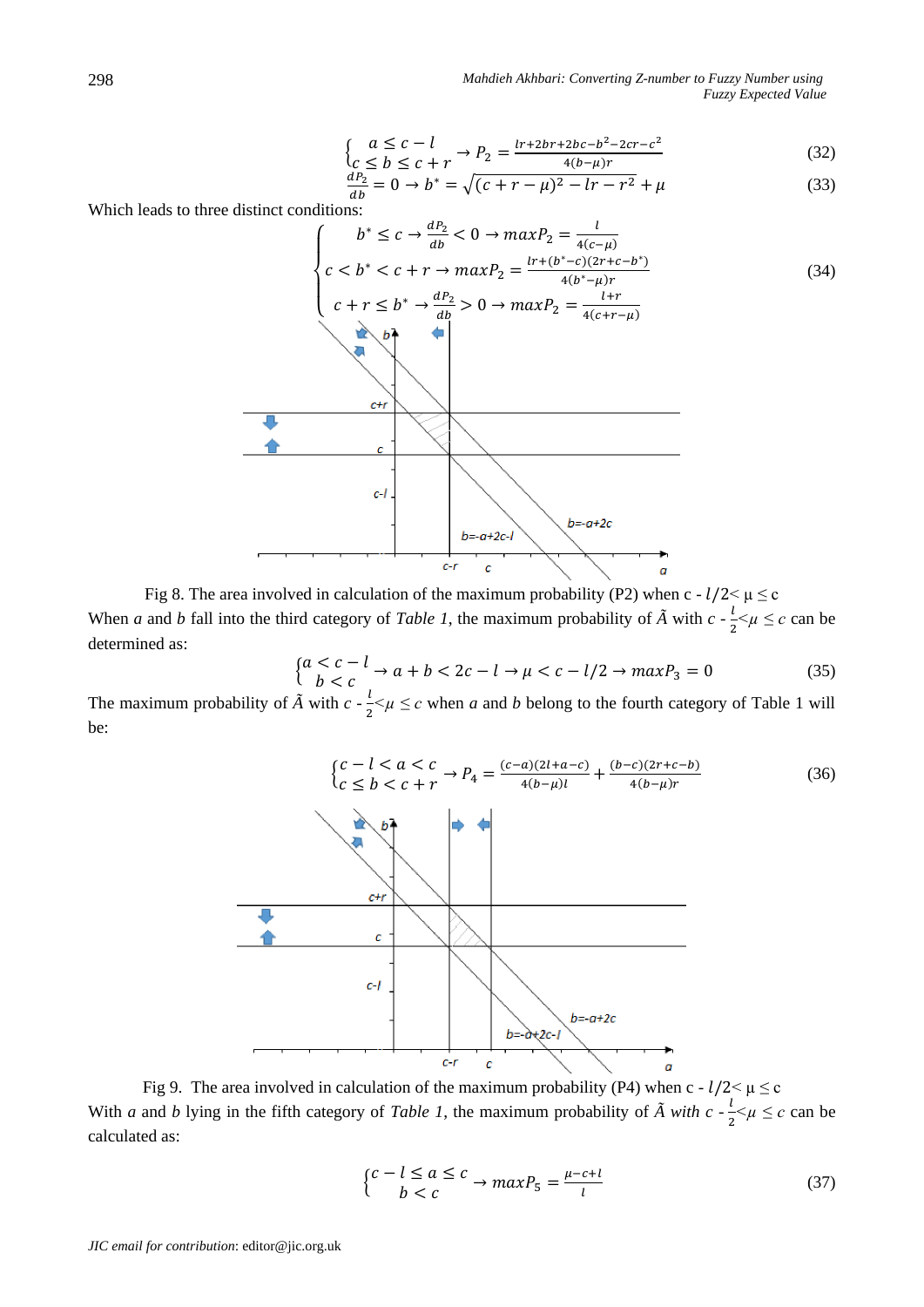$$\begin{cases} a \le c - l \\ c \le b \le c + r \end{cases} \rightarrow P_2 = \frac{lr + 2br + 2bc - b^2 - 2cr - c^2}{4(b - \mu)r} \tag{32}$$

$$\frac{dP_2}{db} = 0 \rightarrow b^* = \sqrt{(c + r - \mu)^2 - lr - r^2} + \mu \tag{33}$$

Which leads to three distinct conditions:

$$\begin{cases} b^* \le c \rightarrow \frac{dP_2}{db} < 0 \rightarrow maxP_2 = \frac{l}{4(c-\mu)} \\ c < b^* < c + r \rightarrow maxP_2 = \frac{lr + (b^* - c)(2r + c - b^*)}{4(b^* - \mu)r} \\ c + r \le b^* \rightarrow \frac{dP_2}{db} > 0 \rightarrow maxP_2 = \frac{l + r}{4(c + r - \mu)} \end{cases} \tag{34}$$

Fig 8. The area involved in calculation of the maximum probability (P2) when c - $l/2$< μ ≤ c

When *a* and *b* fall into the third category of *Table 1*, the maximum probability of $\tilde{A}$ with $c - \frac{l}{2} < \mu \le c$ can be determined as:

$$\begin{cases} a < c - l \\ b < c \end{cases} \rightarrow a + b < 2c - l \rightarrow \mu < c - l/2 \rightarrow maxP_3 = 0 \tag{35}$$

The maximum probability of $\tilde{A}$ with $c - \frac{l}{2} < \mu \le c$ when *a* and *b* belong to the fourth category of Table 1 will be:

$$\begin{cases} c - l < a < c \\ c \le b < c + r \end{cases} \rightarrow P_4 = \frac{(c-a)(2l + a - c)}{4(b - \mu)l} + \frac{(b - c)(2r + c - b)}{4(b - \mu)r} \tag{36}$$

Fig 9. The area involved in calculation of the maximum probability (P4) when c - $l/2$< μ ≤ c

With *a* and *b* lying in the fifth category of *Table 1*, the maximum probability of $\tilde{A}$ *with* $c - \frac{l}{2} < \mu \le c$ can be calculated as:

$$\begin{cases} c - l \le a \le c \\ b < c \end{cases} \rightarrow maxP_5 = \frac{\mu - c + l}{l} \tag{37}$$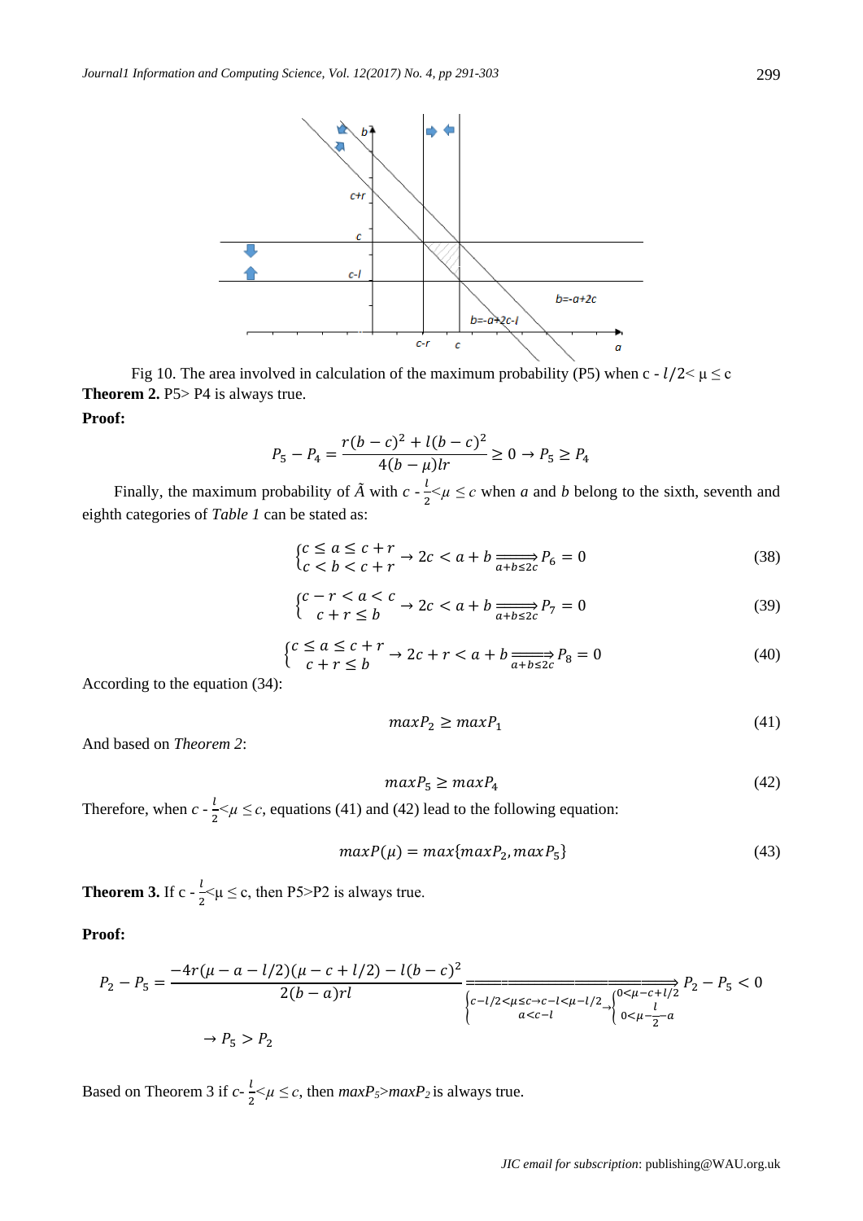Fig 10. The area involved in calculation of the maximum probability (P5) when c - $l/2 < \mu \le c$

**Theorem 2.** P5> P4 is always true.

**Proof:**

$$P_5 - P_4 = \frac{r(b-c)^2 + l(b-c)^2}{4(b-\mu)lr} \ge 0 \rightarrow P_5 \ge P_4$$

Finally, the maximum probability of $\tilde{A}$ with $c - \frac{l}{2} < \mu \le c$ when $a$ and $b$ belong to the sixth, seventh and eighth categories of *Table 1* can be stated as:

$$\begin{cases} c \le a \le c+r \\ c < b < c+r \end{cases} \rightarrow 2c < a+b \xrightarrow[a+b \le 2c]{} P_6 = 0 \tag{38}$$

$$\begin{cases} c-r < a < c \\ c+r \le b \end{cases} \rightarrow 2c < a+b \xrightarrow[a+b \le 2c]{} P_7 = 0 \tag{39}$$

$$\begin{cases} c \le a \le c+r \\ c+r \le b \end{cases} \rightarrow 2c+r < a+b \xrightarrow[a+b \le 2c]{} P_8 = 0 \tag{40}$$

According to the equation (34):

$$maxP_2 \ge maxP_1 \tag{41}$$

And based on *Theorem 2*:

$$maxP_5 \ge maxP_4 \tag{42}$$

Therefore, when $c - \frac{l}{2} < \mu \le c$, equations (41) and (42) lead to the following equation:

$$maxP(\mu) = max\{maxP_2, maxP_5\} \tag{43}$$

**Theorem 3.** If $c - \frac{l}{2} < \mu \le c$, then P5>P2 is always true.

**Proof:**

$$P_2 - P_5 = \frac{-4r(\mu - a - l/2)(\mu - c + l/2) - l(b-c)^2}{2(b-a)rl} \xrightarrow[\begin{cases} c-l/2 < \mu \le c \rightarrow c-l < \mu - l/2 \\ a < c-l \end{cases} \rightarrow \begin{cases} 0 < \mu - c + l/2 \\ 0 < \mu - \frac{l}{2} - a \end{cases}]{} P_2 - P_5 < 0$$

$$\rightarrow P_5 > P_2$$

Based on Theorem 3 if $c - \frac{l}{2} < \mu \le c$, then $maxP_5 > maxP_2$ is always true.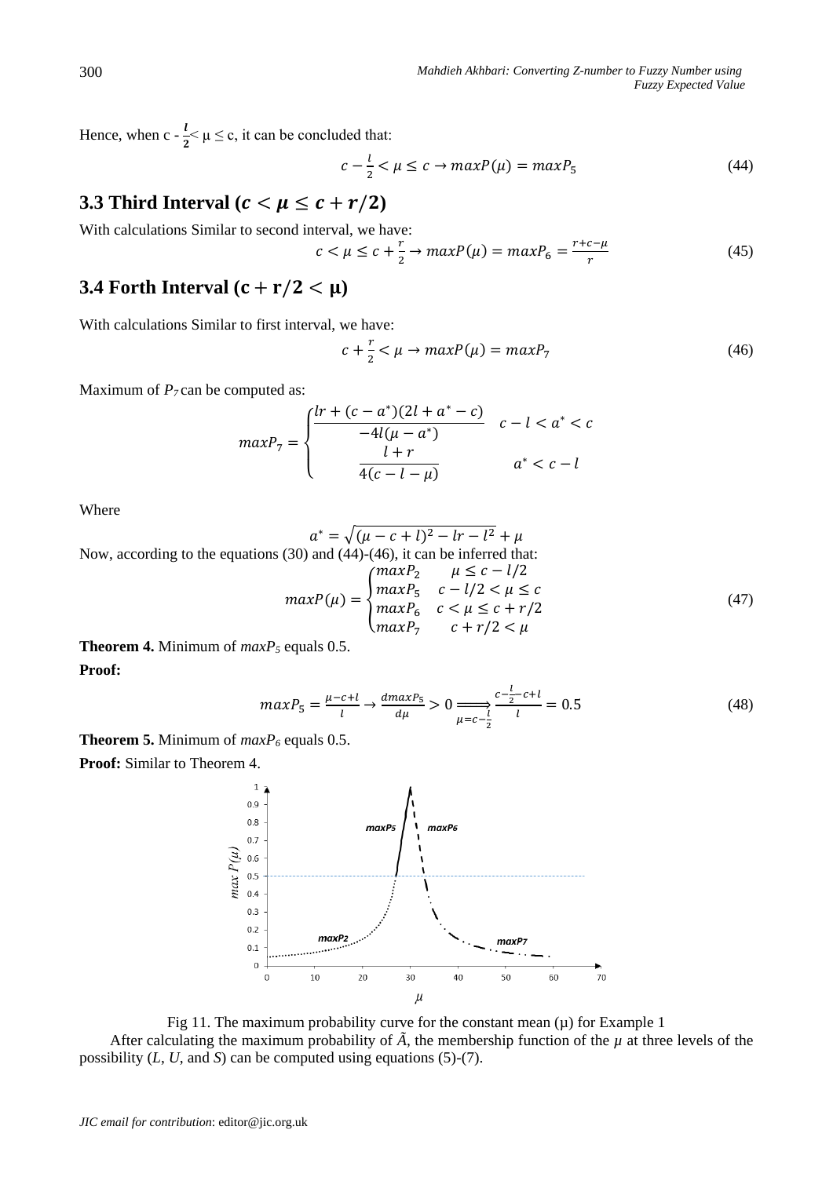Hence, when $c - \frac{l}{2} < \mu \leq c$, it can be concluded that:

$$c - \frac{l}{2} < \mu \leq c \rightarrow maxP(\mu) = maxP_5 \tag{44}$$

## 3.3 Third Interval ($c < \mu \leq c + r/2$)

With calculations Similar to second interval, we have:

$$c < \mu \leq c + \frac{r}{2} \rightarrow maxP(\mu) = maxP_6 = \frac{r + c - \mu}{r} \tag{45}$$

## 3.4 Forth Interval ($c + r/2 < \mu$)

With calculations Similar to first interval, we have:

$$c + \frac{r}{2} < \mu \rightarrow maxP(\mu) = maxP_7 \tag{46}$$

Maximum of $P_7$ can be computed as:

$$maxP_7 = \begin{cases} \dfrac{lr + (c - a^*)(2l + a^* - c)}{-4l(\mu - a^*)} & c - l < a^* < c \\ \dfrac{l + r}{4(c - l - \mu)} & a^* < c - l \end{cases}$$

Where

$$a^* = \sqrt{(\mu - c + l)^2 - lr - l^2} + \mu$$

Now, according to the equations (30) and (44)-(46), it can be inferred that:

$$maxP(\mu) = \begin{cases} maxP_2 & \mu \leq c - l/2 \\ maxP_5 & c - l/2 < \mu \leq c \\ maxP_6 & c < \mu \leq c + r/2 \\ maxP_7 & c + r/2 < \mu \end{cases} \tag{47}$$

**Theorem 4.** Minimum of $maxP_5$ equals 0.5.

**Proof:**

$$maxP_5 = \frac{\mu - c + l}{l} \rightarrow \frac{dmaxP_5}{d\mu} > 0 \underset{\mu = c - \frac{l}{2}}{\Longrightarrow} \frac{c - \frac{l}{2} - c + l}{l} = 0.5 \tag{48}$$

**Theorem 5.** Minimum of $maxP_6$ equals 0.5.

**Proof:** Similar to Theorem 4.

Fig 11. The maximum probability curve for the constant mean ($\mu$) for Example 1

After calculating the maximum probability of $\tilde{A}$, the membership function of the $\mu$ at three levels of the possibility ($L$, $U$, and $S$) can be computed using equations (5)-(7).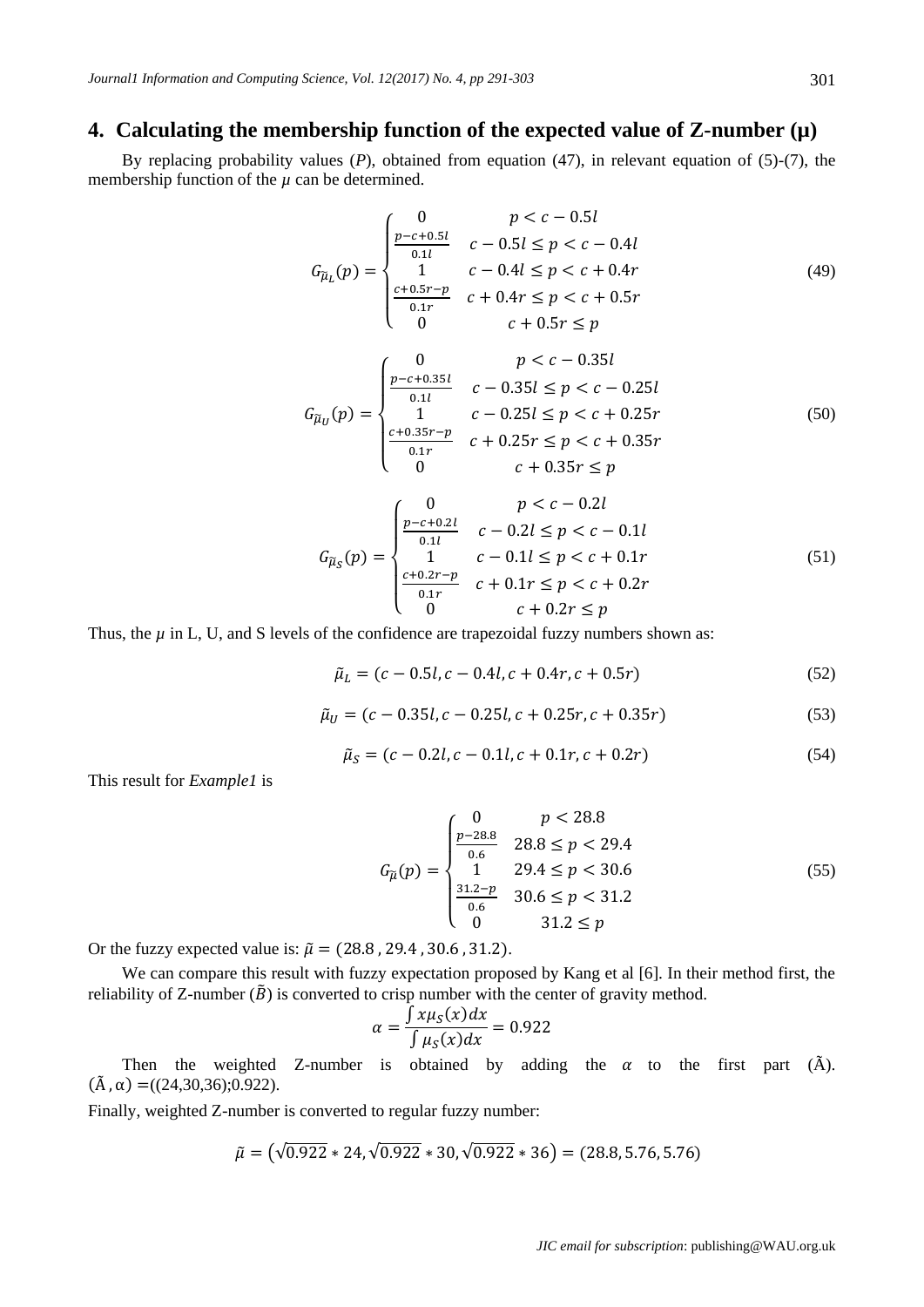## 4. Calculating the membership function of the expected value of Z-number (μ)

By replacing probability values ($P$), obtained from equation (47), in relevant equation of (5)-(7), the membership function of the $\mu$ can be determined.

$$G_{\tilde{\mu}_L}(p) = \begin{cases} 0 & p < c - 0.5l \\ \frac{p-c+0.5l}{0.1l} & c - 0.5l \leq p < c - 0.4l \\ 1 & c - 0.4l \leq p < c + 0.4r \\ \frac{c+0.5r-p}{0.1r} & c + 0.4r \leq p < c + 0.5r \\ 0 & c + 0.5r \leq p \end{cases} \tag{49}$$

$$G_{\tilde{\mu}_U}(p) = \begin{cases} 0 & p < c - 0.35l \\ \frac{p-c+0.35l}{0.1l} & c - 0.35l \leq p < c - 0.25l \\ 1 & c - 0.25l \leq p < c + 0.25r \\ \frac{c+0.35r-p}{0.1r} & c + 0.25r \leq p < c + 0.35r \\ 0 & c + 0.35r \leq p \end{cases} \tag{50}$$

$$G_{\tilde{\mu}_S}(p) = \begin{cases} 0 & p < c - 0.2l \\ \frac{p-c+0.2l}{0.1l} & c - 0.2l \leq p < c - 0.1l \\ 1 & c - 0.1l \leq p < c + 0.1r \\ \frac{c+0.2r-p}{0.1r} & c + 0.1r \leq p < c + 0.2r \\ 0 & c + 0.2r \leq p \end{cases} \tag{51}$$

Thus, the $\mu$ in L, U, and S levels of the confidence are trapezoidal fuzzy numbers shown as:

$$\tilde{\mu}_L = (c - 0.5l, c - 0.4l, c + 0.4r, c + 0.5r) \tag{52}$$

$$\tilde{\mu}_U = (c - 0.35l, c - 0.25l, c + 0.25r, c + 0.35r) \tag{53}$$

$$\tilde{\mu}_S = (c - 0.2l, c - 0.1l, c + 0.1r, c + 0.2r) \tag{54}$$

This result for *Example1* is

$$G_{\tilde{\mu}}(p) = \begin{cases} 0 & p < 28.8 \\ \frac{p-28.8}{0.6} & 28.8 \leq p < 29.4 \\ 1 & 29.4 \leq p < 30.6 \\ \frac{31.2-p}{0.6} & 30.6 \leq p < 31.2 \\ 0 & 31.2 \leq p \end{cases} \tag{55}$$

Or the fuzzy expected value is: $\tilde{\mu} = (28.8\,, 29.4\,, 30.6\,, 31.2)$.

We can compare this result with fuzzy expectation proposed by Kang et al [6]. In their method first, the reliability of Z-number ($\tilde{B}$) is converted to crisp number with the center of gravity method.

$$\alpha = \frac{\int x\mu_S(x)dx}{\int \mu_S(x)dx} = 0.922$$

Then the weighted Z-number is obtained by adding the $\alpha$ to the first part ($\tilde{A}$). $(\tilde{A}\,, \alpha)$ =((24,30,36);0.922).

Finally, weighted Z-number is converted to regular fuzzy number:

$$\tilde{\mu} = \left(\sqrt{0.922} * 24, \sqrt{0.922} * 30, \sqrt{0.922} * 36\right) = (28.8, 5.76, 5.76)$$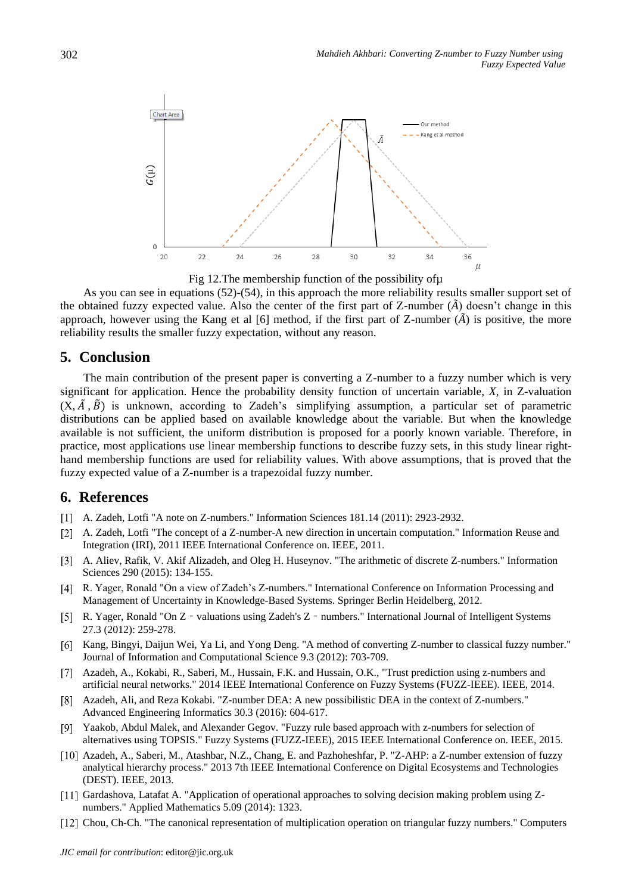Fig 12.The membership function of the possibility ofμ

As you can see in equations (52)-(54), in this approach the more reliability results smaller support set of the obtained fuzzy expected value. Also the center of the first part of Z-number ($\tilde{A}$) doesn't change in this approach, however using the Kang et al [6] method, if the first part of Z-number ($\tilde{A}$) is positive, the more reliability results the smaller fuzzy expectation, without any reason.

## 5. Conclusion

The main contribution of the present paper is converting a Z-number to a fuzzy number which is very significant for application. Hence the probability density function of uncertain variable, *X*, in Z-valuation $(X, \tilde{A}, \tilde{B})$ is unknown, according to Zadeh's simplifying assumption, a particular set of parametric distributions can be applied based on available knowledge about the variable. But when the knowledge available is not sufficient, the uniform distribution is proposed for a poorly known variable. Therefore, in practice, most applications use linear membership functions to describe fuzzy sets, in this study linear right-hand membership functions are used for reliability values. With above assumptions, that is proved that the fuzzy expected value of a Z-number is a trapezoidal fuzzy number.

## 6. References

[1] A. Zadeh, Lotfi "A note on Z-numbers." Information Sciences 181.14 (2011): 2923-2932.

[2] A. Zadeh, Lotfi "The concept of a Z-number-A new direction in uncertain computation." Information Reuse and Integration (IRI), 2011 IEEE International Conference on. IEEE, 2011.

[3] A. Aliev, Rafik, V. Akif Alizadeh, and Oleg H. Huseynov. "The arithmetic of discrete Z-numbers." Information Sciences 290 (2015): 134-155.

[4] R. Yager, Ronald "On a view of Zadeh's Z-numbers." International Conference on Information Processing and Management of Uncertainty in Knowledge-Based Systems. Springer Berlin Heidelberg, 2012.

[5] R. Yager, Ronald "On Z‐valuations using Zadeh's Z‐numbers." International Journal of Intelligent Systems 27.3 (2012): 259-278.

[6] Kang, Bingyi, Daijun Wei, Ya Li, and Yong Deng. "A method of converting Z-number to classical fuzzy number." Journal of Information and Computational Science 9.3 (2012): 703-709.

[7] Azadeh, A., Kokabi, R., Saberi, M., Hussain, F.K. and Hussain, O.K., "Trust prediction using z-numbers and artificial neural networks." 2014 IEEE International Conference on Fuzzy Systems (FUZZ-IEEE). IEEE, 2014.

[8] Azadeh, Ali, and Reza Kokabi. "Z-number DEA: A new possibilistic DEA in the context of Z-numbers." Advanced Engineering Informatics 30.3 (2016): 604-617.

[9] Yaakob, Abdul Malek, and Alexander Gegov. "Fuzzy rule based approach with z-numbers for selection of alternatives using TOPSIS." Fuzzy Systems (FUZZ-IEEE), 2015 IEEE International Conference on. IEEE, 2015.

[10] Azadeh, A., Saberi, M., Atashbar, N.Z., Chang, E. and Pazhoheshfar, P. "Z-AHP: a Z-number extension of fuzzy analytical hierarchy process." 2013 7th IEEE International Conference on Digital Ecosystems and Technologies (DEST). IEEE, 2013.

[11] Gardashova, Latafat A. "Application of operational approaches to solving decision making problem using Z-numbers." Applied Mathematics 5.09 (2014): 1323.

[12] Chou, Ch-Ch. "The canonical representation of multiplication operation on triangular fuzzy numbers." Computers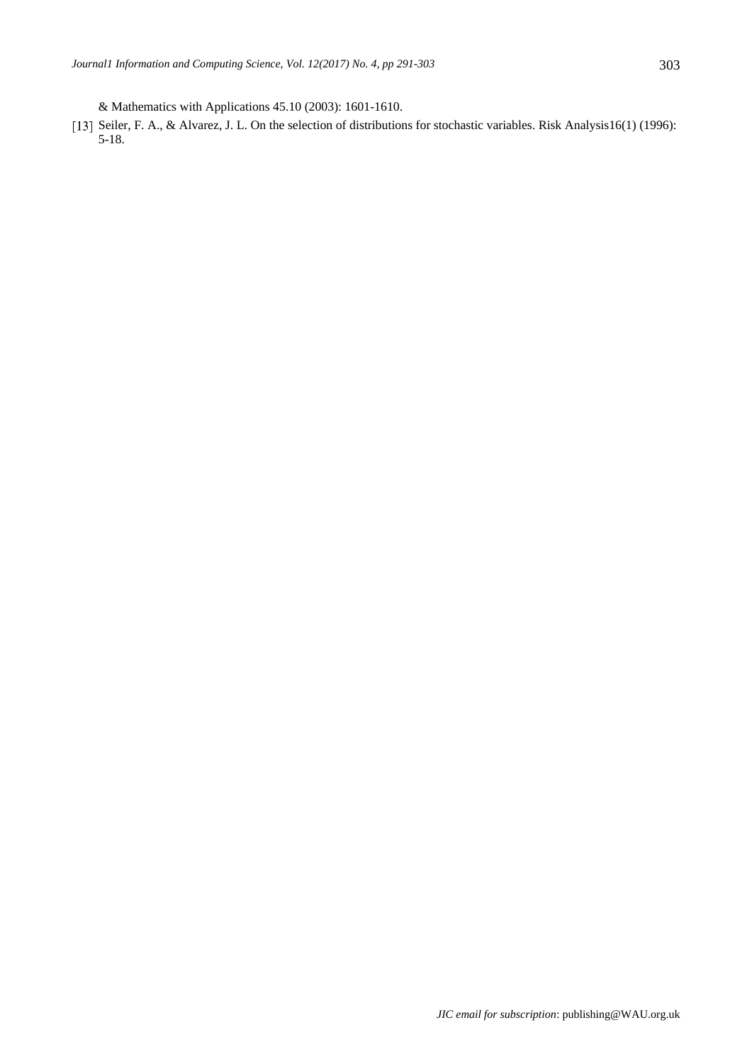& Mathematics with Applications 45.10 (2003): 1601-1610.

[13] Seiler, F. A., & Alvarez, J. L. On the selection of distributions for stochastic variables. Risk Analysis16(1) (1996): 5-18.